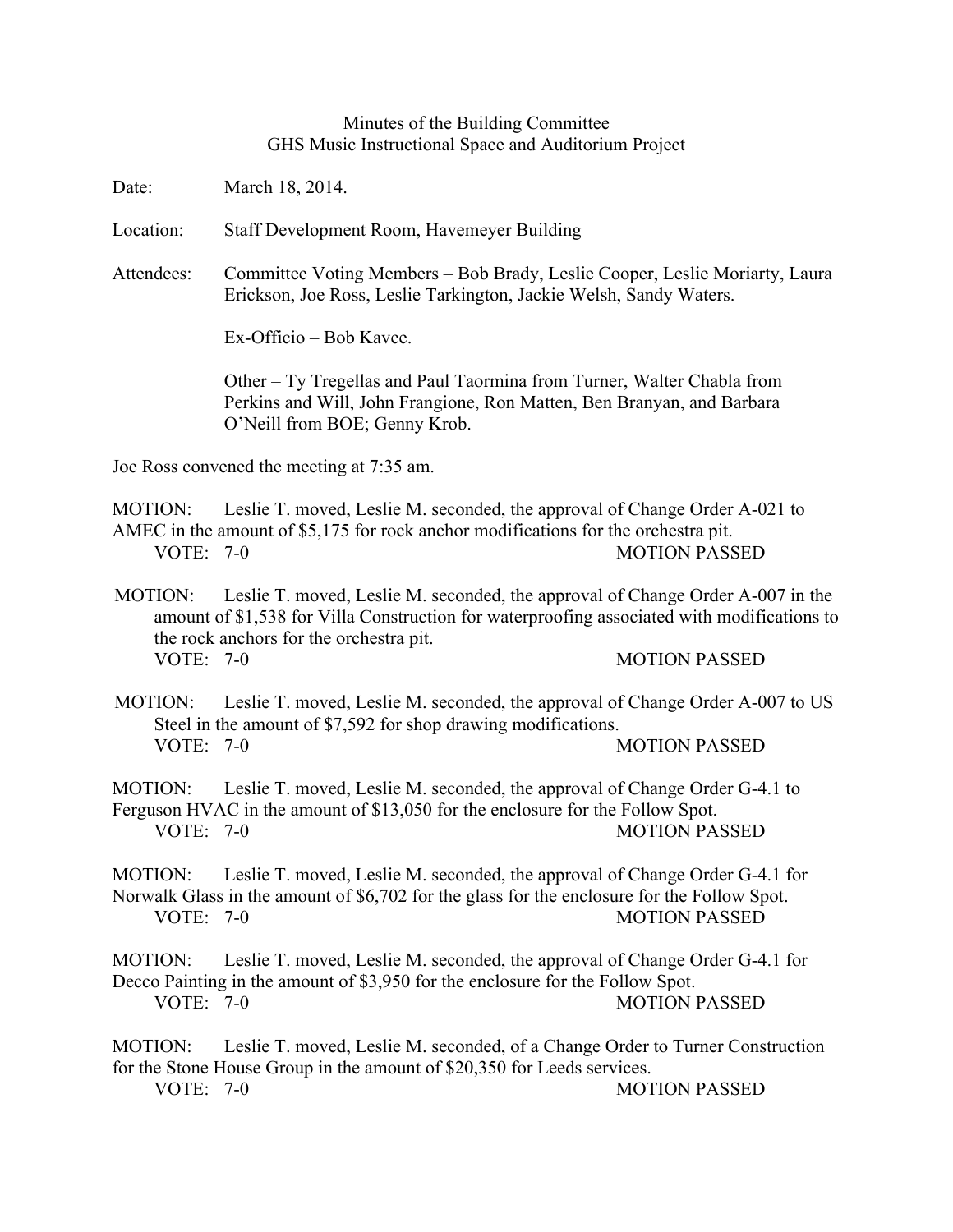Minutes of the Building Committee
GHS Music Instructional Space and Auditorium Project

Date: March 18, 2014.

Location: Staff Development Room, Havemeyer Building

Attendees: Committee Voting Members – Bob Brady, Leslie Cooper, Leslie Moriarty, Laura Erickson, Joe Ross, Leslie Tarkington, Jackie Welsh, Sandy Waters.

Ex-Officio – Bob Kavee.

Other – Ty Tregellas and Paul Taormina from Turner, Walter Chabla from Perkins and Will, John Frangione, Ron Matten, Ben Branyan, and Barbara O'Neill from BOE; Genny Krob.

Joe Ross convened the meeting at 7:35 am.

MOTION: Leslie T. moved, Leslie M. seconded, the approval of Change Order A-021 to AMEC in the amount of $5,175 for rock anchor modifications for the orchestra pit.
VOTE: 7-0 MOTION PASSED

MOTION: Leslie T. moved, Leslie M. seconded, the approval of Change Order A-007 in the amount of $1,538 for Villa Construction for waterproofing associated with modifications to the rock anchors for the orchestra pit.
VOTE: 7-0 MOTION PASSED

MOTION: Leslie T. moved, Leslie M. seconded, the approval of Change Order A-007 to US Steel in the amount of $7,592 for shop drawing modifications.
VOTE: 7-0 MOTION PASSED

MOTION: Leslie T. moved, Leslie M. seconded, the approval of Change Order G-4.1 to Ferguson HVAC in the amount of $13,050 for the enclosure for the Follow Spot.
VOTE: 7-0 MOTION PASSED

MOTION: Leslie T. moved, Leslie M. seconded, the approval of Change Order G-4.1 for Norwalk Glass in the amount of $6,702 for the glass for the enclosure for the Follow Spot.
VOTE: 7-0 MOTION PASSED

MOTION: Leslie T. moved, Leslie M. seconded, the approval of Change Order G-4.1 for Decco Painting in the amount of $3,950 for the enclosure for the Follow Spot.
VOTE: 7-0 MOTION PASSED

MOTION: Leslie T. moved, Leslie M. seconded, of a Change Order to Turner Construction for the Stone House Group in the amount of $20,350 for Leeds services.
VOTE: 7-0 MOTION PASSED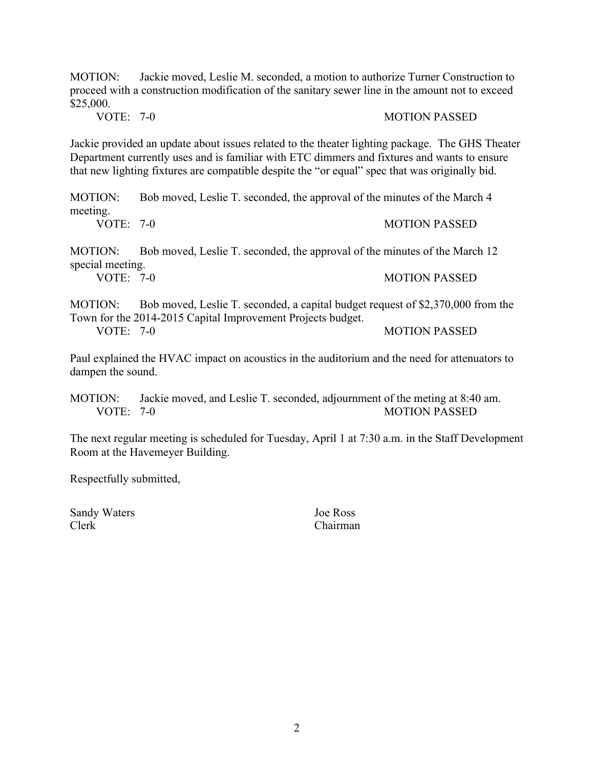MOTION: Jackie moved, Leslie M. seconded, a motion to authorize Turner Construction to proceed with a construction modification of the sanitary sewer line in the amount not to exceed $25,000.

VOTE: 7-0 MOTION PASSED

Jackie provided an update about issues related to the theater lighting package. The GHS Theater Department currently uses and is familiar with ETC dimmers and fixtures and wants to ensure that new lighting fixtures are compatible despite the "or equal" spec that was originally bid.

MOTION: Bob moved, Leslie T. seconded, the approval of the minutes of the March 4 meeting.

VOTE: 7-0 MOTION PASSED

MOTION: Bob moved, Leslie T. seconded, the approval of the minutes of the March 12 special meeting.

VOTE: 7-0 MOTION PASSED

MOTION: Bob moved, Leslie T. seconded, a capital budget request of $2,370,000 from the Town for the 2014-2015 Capital Improvement Projects budget.

VOTE: 7-0 MOTION PASSED

Paul explained the HVAC impact on acoustics in the auditorium and the need for attenuators to dampen the sound.

MOTION: Jackie moved, and Leslie T. seconded, adjournment of the meting at 8:40 am.

VOTE: 7-0 MOTION PASSED

The next regular meeting is scheduled for Tuesday, April 1 at 7:30 a.m. in the Staff Development Room at the Havemeyer Building.

Respectfully submitted,

Sandy Waters
Clerk

Joe Ross
Chairman